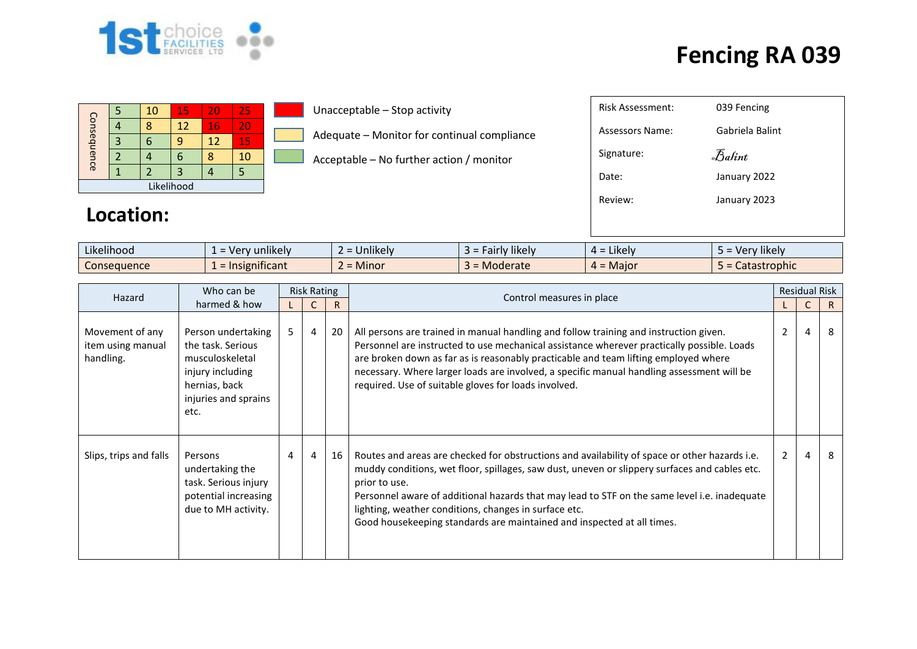# Fencing RA 039

| Consequence | | | | | |
|---|---|---|---|---|---|
| | 5 | 10 | 15 | 20 | 25 |
| | 4 | 8 | 12 | 16 | 20 |
| | 3 | 6 | 9 | 12 | 15 |
| | 2 | 4 | 6 | 8 | 10 |
| | 1 | 2 | 3 | 4 | 5 |
| Likelihood | | | | | |

- Unacceptable – Stop activity
- Adequate – Monitor for continual compliance
- Acceptable – No further action / monitor

| | |
|---|---|
| Risk Assessment: | 039 Fencing |
| Assessors Name: | Gabriela Balint |
| Signature: | Balint |
| Date: | January 2022 |
| Review: | January 2023 |

## Location:

| Likelihood | 1 = Very unlikely | 2 = Unlikely | 3 = Fairly likely | 4 = Likely | 5 = Very likely |
|---|---|---|---|---|---|
| Consequence | 1 = Insignificant | 2 = Minor | 3 = Moderate | 4 = Major | 5 = Catastrophic |

| Hazard | Who can be harmed & how | Risk Rating | | | Control measures in place | Residual Risk | | |
|---|---|---|---|---|---|---|---|---|
| | | L | C | R | | L | C | R |
| Movement of any item using manual handling. | Person undertaking the task. Serious musculoskeletal injury including hernias, back injuries and sprains etc. | 5 | 4 | 20 | All persons are trained in manual handling and follow training and instruction given. Personnel are instructed to use mechanical assistance wherever practically possible. Loads are broken down as far as is reasonably practicable and team lifting employed where necessary. Where larger loads are involved, a specific manual handling assessment will be required. Use of suitable gloves for loads involved. | 2 | 4 | 8 |
| Slips, trips and falls | Persons undertaking the task. Serious injury potential increasing due to MH activity. | 4 | 4 | 16 | Routes and areas are checked for obstructions and availability of space or other hazards i.e. muddy conditions, wet floor, spillages, saw dust, uneven or slippery surfaces and cables etc. prior to use.<br>Personnel aware of additional hazards that may lead to STF on the same level i.e. inadequate lighting, weather conditions, changes in surface etc.<br>Good housekeeping standards are maintained and inspected at all times. | 2 | 4 | 8 |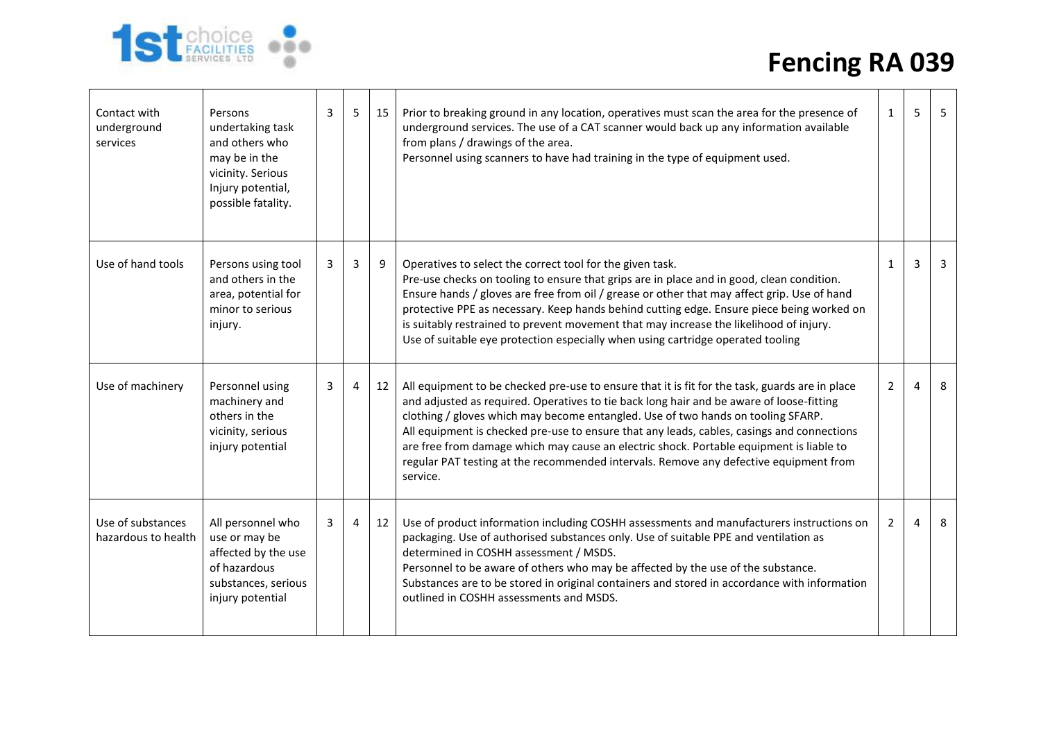| | | | | | | | | |
|---|---|---|---|---|---|---|---|---|
| Contact with underground services | Persons undertaking task and others who may be in the vicinity. Serious Injury potential, possible fatality. | 3 | 5 | 15 | Prior to breaking ground in any location, operatives must scan the area for the presence of underground services. The use of a CAT scanner would back up any information available from plans / drawings of the area.<br>Personnel using scanners to have had training in the type of equipment used. | 1 | 5 | 5 |
| Use of hand tools | Persons using tool and others in the area, potential for minor to serious injury. | 3 | 3 | 9 | Operatives to select the correct tool for the given task.<br>Pre-use checks on tooling to ensure that grips are in place and in good, clean condition.<br>Ensure hands / gloves are free from oil / grease or other that may affect grip. Use of hand protective PPE as necessary. Keep hands behind cutting edge. Ensure piece being worked on is suitably restrained to prevent movement that may increase the likelihood of injury.<br>Use of suitable eye protection especially when using cartridge operated tooling | 1 | 3 | 3 |
| Use of machinery | Personnel using machinery and others in the vicinity, serious injury potential | 3 | 4 | 12 | All equipment to be checked pre-use to ensure that it is fit for the task, guards are in place and adjusted as required. Operatives to tie back long hair and be aware of loose-fitting clothing / gloves which may become entangled. Use of two hands on tooling SFARP.<br>All equipment is checked pre-use to ensure that any leads, cables, casings and connections are free from damage which may cause an electric shock. Portable equipment is liable to regular PAT testing at the recommended intervals. Remove any defective equipment from service. | 2 | 4 | 8 |
| Use of substances hazardous to health | All personnel who use or may be affected by the use of hazardous substances, serious injury potential | 3 | 4 | 12 | Use of product information including COSHH assessments and manufacturers instructions on packaging. Use of authorised substances only. Use of suitable PPE and ventilation as determined in COSHH assessment / MSDS.<br>Personnel to be aware of others who may be affected by the use of the substance.<br>Substances are to be stored in original containers and stored in accordance with information outlined in COSHH assessments and MSDS. | 2 | 4 | 8 |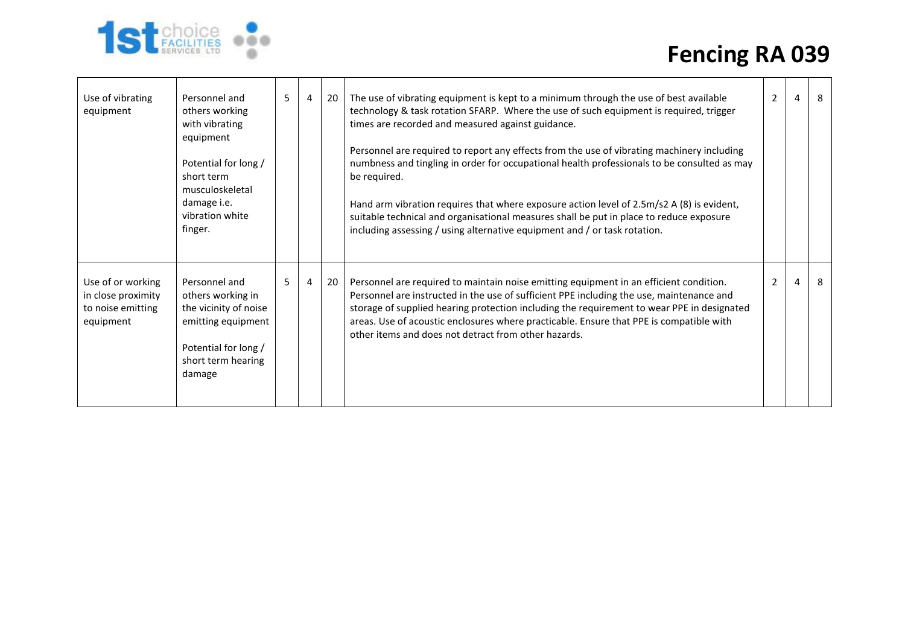# Fencing RA 039

| | | | | | | | | |
|---|---|---|---|---|---|---|---|---|
| Use of vibrating equipment | Personnel and others working with vibrating equipment<br><br>Potential for long / short term musculoskeletal damage i.e. vibration white finger. | 5 | 4 | 20 | The use of vibrating equipment is kept to a minimum through the use of best available technology & task rotation SFARP. Where the use of such equipment is required, trigger times are recorded and measured against guidance.<br><br>Personnel are required to report any effects from the use of vibrating machinery including numbness and tingling in order for occupational health professionals to be consulted as may be required.<br><br>Hand arm vibration requires that where exposure action level of 2.5m/s2 A (8) is evident, suitable technical and organisational measures shall be put in place to reduce exposure including assessing / using alternative equipment and / or task rotation. | 2 | 4 | 8 |
| Use of or working in close proximity to noise emitting equipment | Personnel and others working in the vicinity of noise emitting equipment<br><br>Potential for long / short term hearing damage | 5 | 4 | 20 | Personnel are required to maintain noise emitting equipment in an efficient condition. Personnel are instructed in the use of sufficient PPE including the use, maintenance and storage of supplied hearing protection including the requirement to wear PPE in designated areas. Use of acoustic enclosures where practicable. Ensure that PPE is compatible with other items and does not detract from other hazards. | 2 | 4 | 8 |